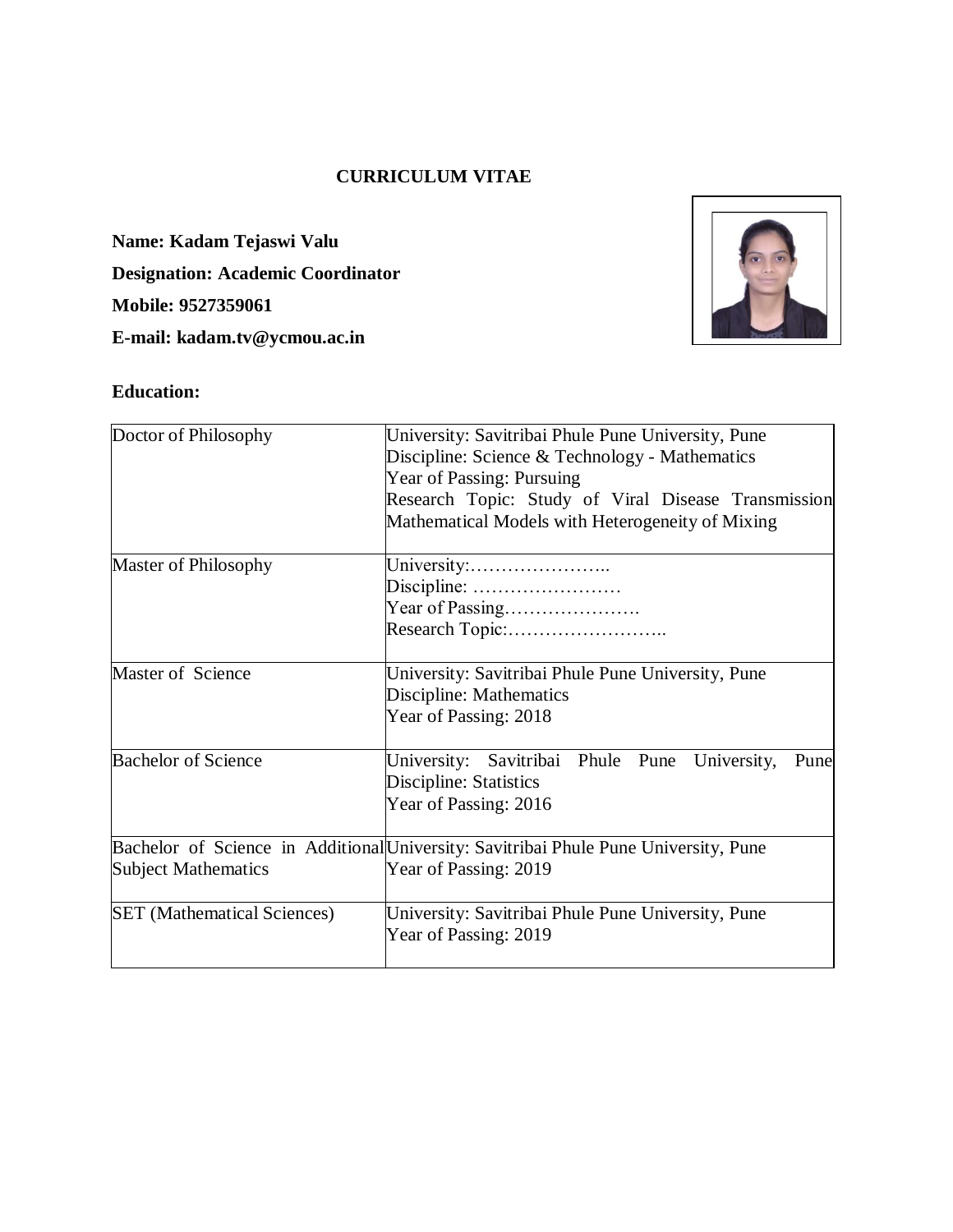# CURRICULUM VITAE

**Name: Kadam Tejaswi Valu**

**Designation: Academic Coordinator**

**Mobile: 9527359061**

**E-mail: kadam.tv@ycmou.ac.in**

**Education:**

| | |
|---|---|
| Doctor of Philosophy | University: Savitribai Phule Pune University, Pune<br>Discipline: Science & Technology - Mathematics<br>Year of Passing: Pursuing<br>Research Topic: Study of Viral Disease Transmission Mathematical Models with Heterogeneity of Mixing |
| Master of Philosophy | University:…………………..<br>Discipline: ……………………<br>Year of Passing………………….<br>Research Topic:…………………….. |
| Master of Science | University: Savitribai Phule Pune University, Pune<br>Discipline: Mathematics<br>Year of Passing: 2018 |
| Bachelor of Science | University: Savitribai Phule Pune University, Pune<br>Discipline: Statistics<br>Year of Passing: 2016 |
| Bachelor of Science in Additional Subject Mathematics | University: Savitribai Phule Pune University, Pune<br>Year of Passing: 2019 |
| SET (Mathematical Sciences) | University: Savitribai Phule Pune University, Pune<br>Year of Passing: 2019 |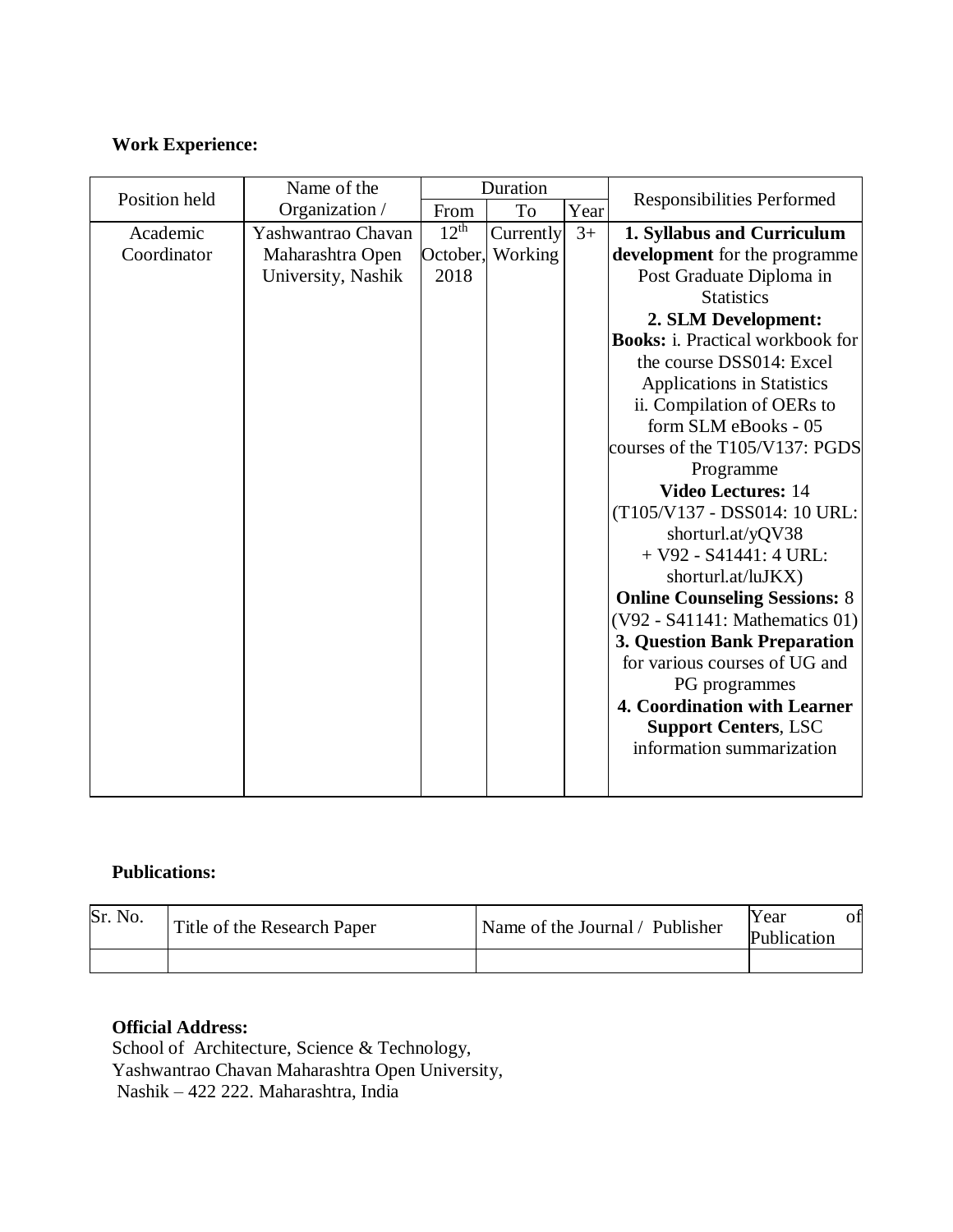**Work Experience:**

| Position held | Name of the Organization / | Duration | | | Responsibilities Performed |
|---|---|---|---|---|---|
| | | From | To | Year | |
| Academic Coordinator | Yashwantrao Chavan Maharashtra Open University, Nashik | 12th October, 2018 | Currently Working | 3+ | **1. Syllabus and Curriculum development** for the programme Post Graduate Diploma in Statistics<br>**2. SLM Development:**<br>**Books:** i. Practical workbook for the course DSS014: Excel Applications in Statistics<br>ii. Compilation of OERs to form SLM eBooks - 05 courses of the T105/V137: PGDS Programme<br>**Video Lectures:** 14 (T105/V137 - DSS014: 10 URL: shorturl.at/yQV38 + V92 - S41441: 4 URL: shorturl.at/luJKX)<br>**Online Counseling Sessions:** 8 (V92 - S41141: Mathematics 01)<br>**3. Question Bank Preparation** for various courses of UG and PG programmes<br>**4. Coordination with Learner Support Centers**, LSC information summarization |

**Publications:**

| Sr. No. | Title of the Research Paper | Name of the Journal / Publisher | Year of Publication |
|---|---|---|---|
| | | | |

**Official Address:**
School of Architecture, Science & Technology,
Yashwantrao Chavan Maharashtra Open University,
Nashik – 422 222. Maharashtra, India